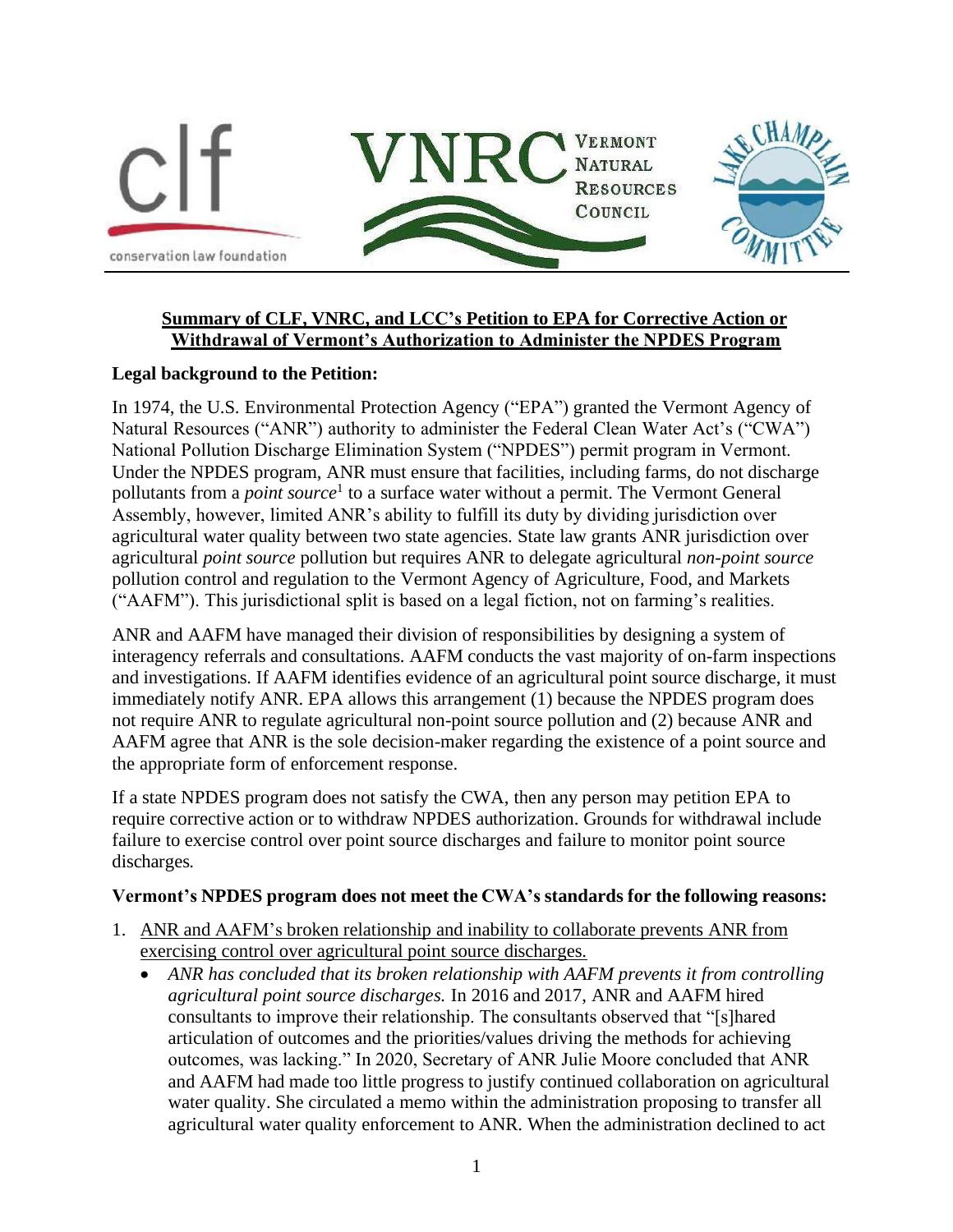**Summary of CLF, VNRC, and LCC's Petition to EPA for Corrective Action or Withdrawal of Vermont's Authorization to Administer the NPDES Program**

**Legal background to the Petition:**

In 1974, the U.S. Environmental Protection Agency ("EPA") granted the Vermont Agency of Natural Resources ("ANR") authority to administer the Federal Clean Water Act's ("CWA") National Pollution Discharge Elimination System ("NPDES") permit program in Vermont. Under the NPDES program, ANR must ensure that facilities, including farms, do not discharge pollutants from a *point source*[1] to a surface water without a permit. The Vermont General Assembly, however, limited ANR's ability to fulfill its duty by dividing jurisdiction over agricultural water quality between two state agencies. State law grants ANR jurisdiction over agricultural *point source* pollution but requires ANR to delegate agricultural *non-point source* pollution control and regulation to the Vermont Agency of Agriculture, Food, and Markets ("AAFM"). This jurisdictional split is based on a legal fiction, not on farming's realities.

ANR and AAFM have managed their division of responsibilities by designing a system of interagency referrals and consultations. AAFM conducts the vast majority of on-farm inspections and investigations. If AAFM identifies evidence of an agricultural point source discharge, it must immediately notify ANR. EPA allows this arrangement (1) because the NPDES program does not require ANR to regulate agricultural non-point source pollution and (2) because ANR and AAFM agree that ANR is the sole decision-maker regarding the existence of a point source and the appropriate form of enforcement response.

If a state NPDES program does not satisfy the CWA, then any person may petition EPA to require corrective action or to withdraw NPDES authorization. Grounds for withdrawal include failure to exercise control over point source discharges and failure to monitor point source discharges.

**Vermont's NPDES program does not meet the CWA's standards for the following reasons:**

1. ANR and AAFM's broken relationship and inability to collaborate prevents ANR from exercising control over agricultural point source discharges.
   - *ANR has concluded that its broken relationship with AAFM prevents it from controlling agricultural point source discharges.* In 2016 and 2017, ANR and AAFM hired consultants to improve their relationship. The consultants observed that "[s]hared articulation of outcomes and the priorities/values driving the methods for achieving outcomes, was lacking." In 2020, Secretary of ANR Julie Moore concluded that ANR and AAFM had made too little progress to justify continued collaboration on agricultural water quality. She circulated a memo within the administration proposing to transfer all agricultural water quality enforcement to ANR. When the administration declined to act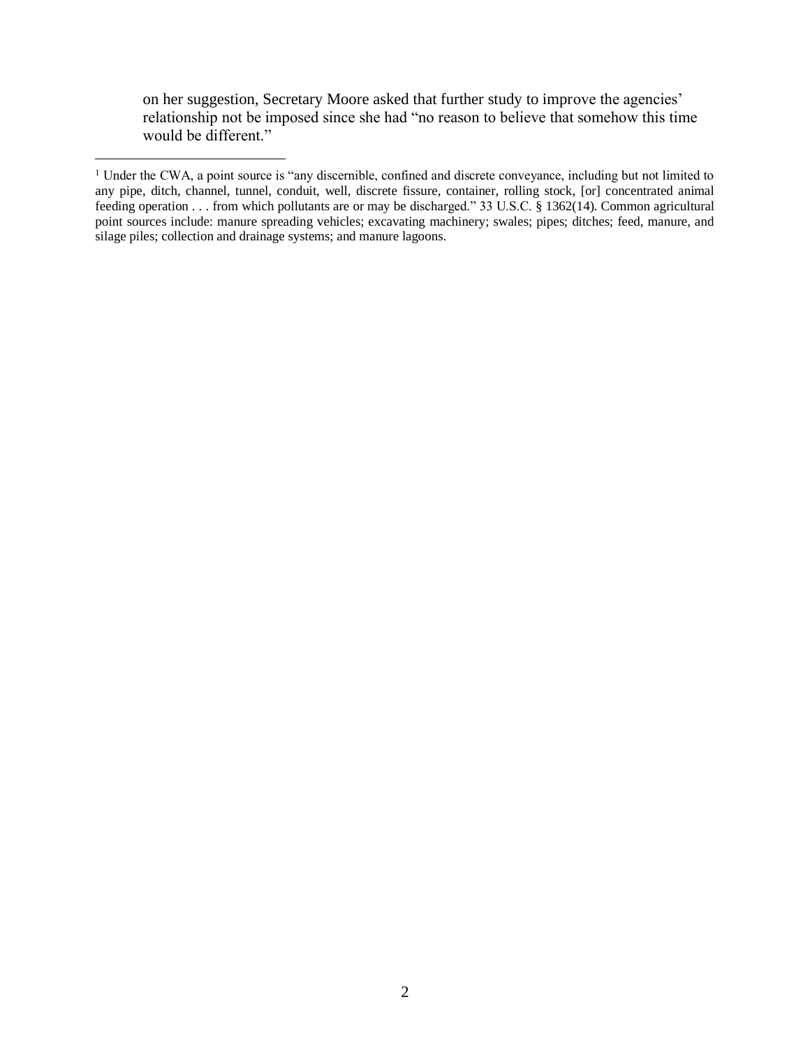on her suggestion, Secretary Moore asked that further study to improve the agencies' relationship not be imposed since she had "no reason to believe that somehow this time would be different."

---

[1] Under the CWA, a point source is "any discernible, confined and discrete conveyance, including but not limited to any pipe, ditch, channel, tunnel, conduit, well, discrete fissure, container, rolling stock, [or] concentrated animal feeding operation . . . from which pollutants are or may be discharged." 33 U.S.C. § 1362(14). Common agricultural point sources include: manure spreading vehicles; excavating machinery; swales; pipes; ditches; feed, manure, and silage piles; collection and drainage systems; and manure lagoons.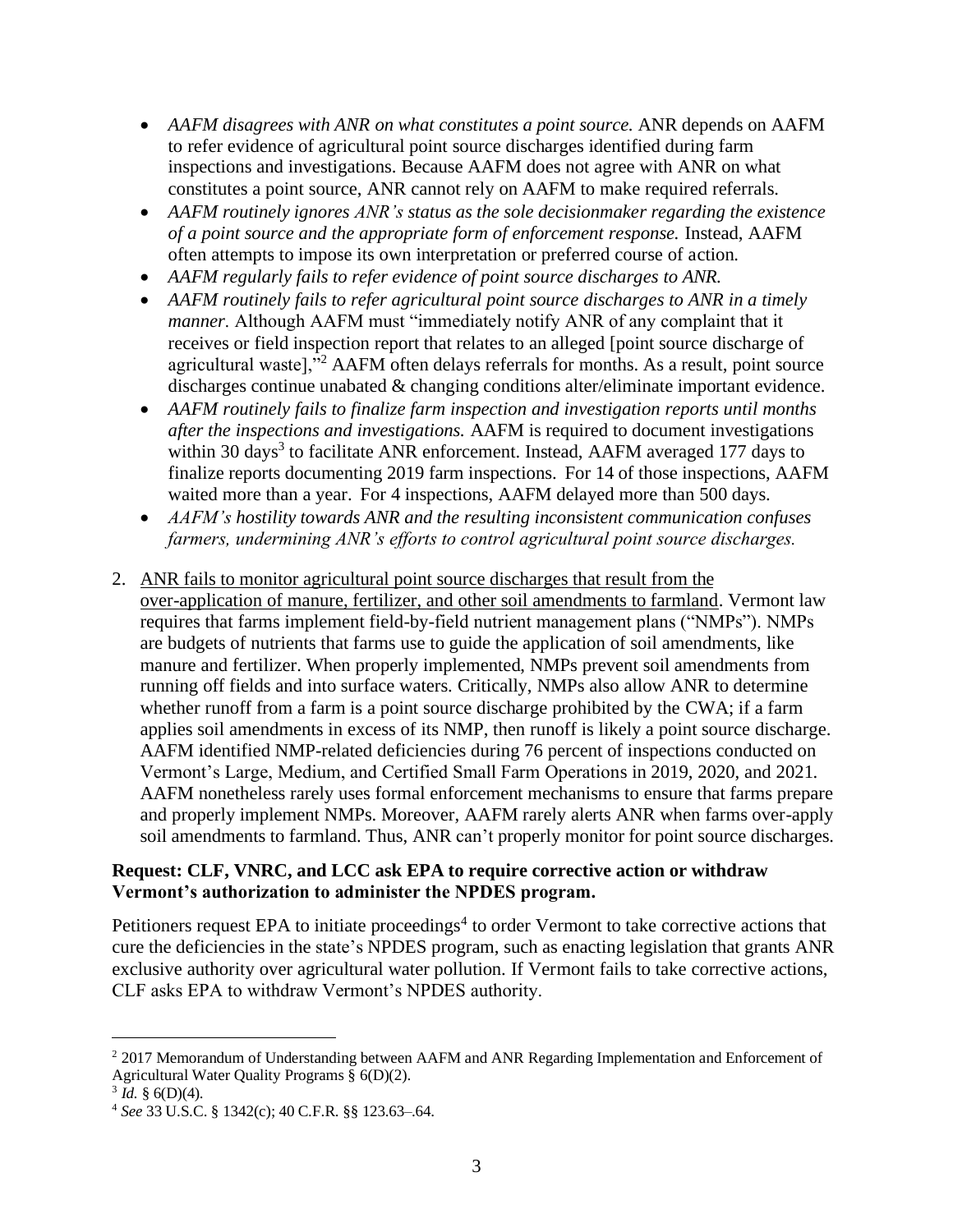- *AAFM disagrees with ANR on what constitutes a point source.* ANR depends on AAFM to refer evidence of agricultural point source discharges identified during farm inspections and investigations. Because AAFM does not agree with ANR on what constitutes a point source, ANR cannot rely on AAFM to make required referrals.
- *AAFM routinely ignores ANR's status as the sole decisionmaker regarding the existence of a point source and the appropriate form of enforcement response.* Instead, AAFM often attempts to impose its own interpretation or preferred course of action.
- *AAFM regularly fails to refer evidence of point source discharges to ANR.*
- *AAFM routinely fails to refer agricultural point source discharges to ANR in a timely manner.* Although AAFM must "immediately notify ANR of any complaint that it receives or field inspection report that relates to an alleged [point source discharge of agricultural waste],"[2] AAFM often delays referrals for months. As a result, point source discharges continue unabated & changing conditions alter/eliminate important evidence.
- *AAFM routinely fails to finalize farm inspection and investigation reports until months after the inspections and investigations.* AAFM is required to document investigations within 30 days[3] to facilitate ANR enforcement. Instead, AAFM averaged 177 days to finalize reports documenting 2019 farm inspections. For 14 of those inspections, AAFM waited more than a year. For 4 inspections, AAFM delayed more than 500 days.
- *AAFM's hostility towards ANR and the resulting inconsistent communication confuses farmers, undermining ANR's efforts to control agricultural point source discharges.*

2. <u>ANR fails to monitor agricultural point source discharges that result from the over-application of manure, fertilizer, and other soil amendments to farmland</u>. Vermont law requires that farms implement field-by-field nutrient management plans ("NMPs"). NMPs are budgets of nutrients that farms use to guide the application of soil amendments, like manure and fertilizer. When properly implemented, NMPs prevent soil amendments from running off fields and into surface waters. Critically, NMPs also allow ANR to determine whether runoff from a farm is a point source discharge prohibited by the CWA; if a farm applies soil amendments in excess of its NMP, then runoff is likely a point source discharge. AAFM identified NMP-related deficiencies during 76 percent of inspections conducted on Vermont's Large, Medium, and Certified Small Farm Operations in 2019, 2020, and 2021. AAFM nonetheless rarely uses formal enforcement mechanisms to ensure that farms prepare and properly implement NMPs. Moreover, AAFM rarely alerts ANR when farms over-apply soil amendments to farmland. Thus, ANR can't properly monitor for point source discharges.

**Request: CLF, VNRC, and LCC ask EPA to require corrective action or withdraw Vermont's authorization to administer the NPDES program.**

Petitioners request EPA to initiate proceedings[4] to order Vermont to take corrective actions that cure the deficiencies in the state's NPDES program, such as enacting legislation that grants ANR exclusive authority over agricultural water pollution. If Vermont fails to take corrective actions, CLF asks EPA to withdraw Vermont's NPDES authority.

---

[2] 2017 Memorandum of Understanding between AAFM and ANR Regarding Implementation and Enforcement of Agricultural Water Quality Programs § 6(D)(2).

[3] *Id.* § 6(D)(4).

[4] *See* 33 U.S.C. § 1342(c); 40 C.F.R. §§ 123.63–.64.